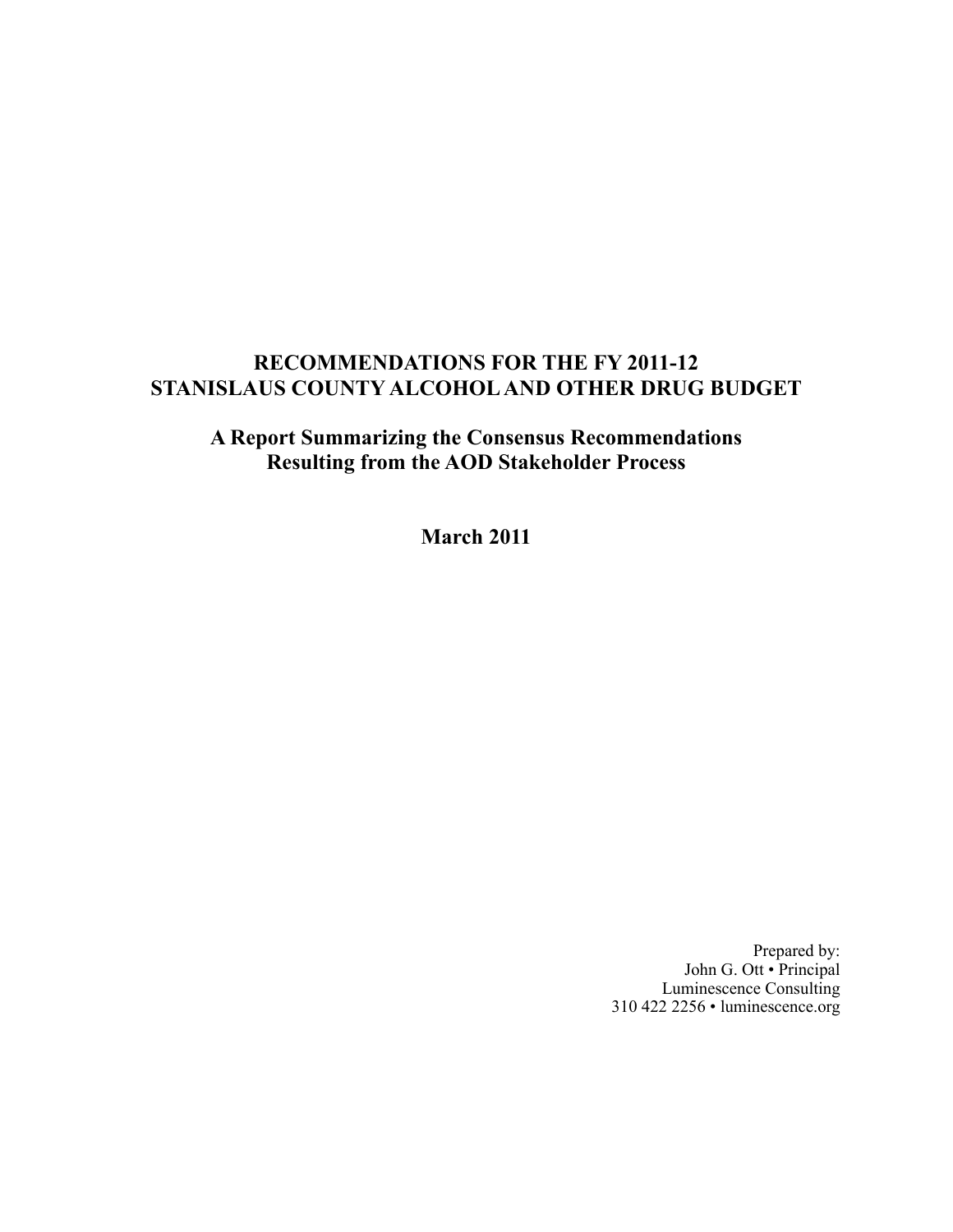# RECOMMENDATIONS FOR THE FY 2011-12 STANISLAUS COUNTY ALCOHOL AND OTHER DRUG BUDGET

## A Report Summarizing the Consensus Recommendations Resulting from the AOD Stakeholder Process

**March 2011**

Prepared by:
John G. Ott • Principal
Luminescence Consulting
310 422 2256 • luminescence.org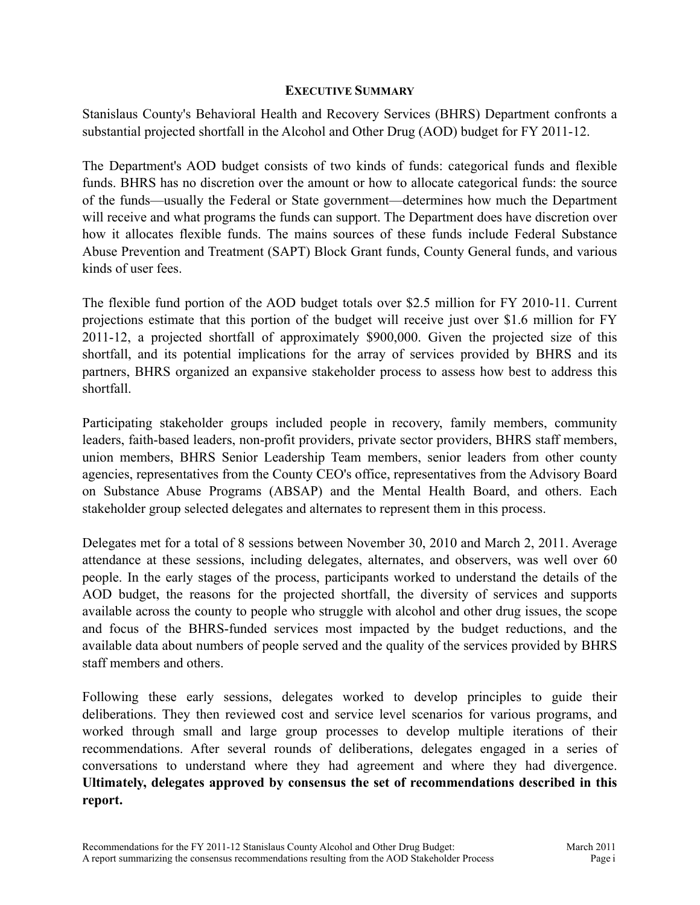## EXECUTIVE SUMMARY

Stanislaus County's Behavioral Health and Recovery Services (BHRS) Department confronts a substantial projected shortfall in the Alcohol and Other Drug (AOD) budget for FY 2011-12.

The Department's AOD budget consists of two kinds of funds: categorical funds and flexible funds. BHRS has no discretion over the amount or how to allocate categorical funds: the source of the funds—usually the Federal or State government—determines how much the Department will receive and what programs the funds can support. The Department does have discretion over how it allocates flexible funds. The mains sources of these funds include Federal Substance Abuse Prevention and Treatment (SAPT) Block Grant funds, County General funds, and various kinds of user fees.

The flexible fund portion of the AOD budget totals over $2.5 million for FY 2010-11. Current projections estimate that this portion of the budget will receive just over $1.6 million for FY 2011-12, a projected shortfall of approximately $900,000. Given the projected size of this shortfall, and its potential implications for the array of services provided by BHRS and its partners, BHRS organized an expansive stakeholder process to assess how best to address this shortfall.

Participating stakeholder groups included people in recovery, family members, community leaders, faith-based leaders, non-profit providers, private sector providers, BHRS staff members, union members, BHRS Senior Leadership Team members, senior leaders from other county agencies, representatives from the County CEO's office, representatives from the Advisory Board on Substance Abuse Programs (ABSAP) and the Mental Health Board, and others. Each stakeholder group selected delegates and alternates to represent them in this process.

Delegates met for a total of 8 sessions between November 30, 2010 and March 2, 2011. Average attendance at these sessions, including delegates, alternates, and observers, was well over 60 people. In the early stages of the process, participants worked to understand the details of the AOD budget, the reasons for the projected shortfall, the diversity of services and supports available across the county to people who struggle with alcohol and other drug issues, the scope and focus of the BHRS-funded services most impacted by the budget reductions, and the available data about numbers of people served and the quality of the services provided by BHRS staff members and others.

Following these early sessions, delegates worked to develop principles to guide their deliberations. They then reviewed cost and service level scenarios for various programs, and worked through small and large group processes to develop multiple iterations of their recommendations. After several rounds of deliberations, delegates engaged in a series of conversations to understand where they had agreement and where they had divergence. **Ultimately, delegates approved by consensus the set of recommendations described in this report.**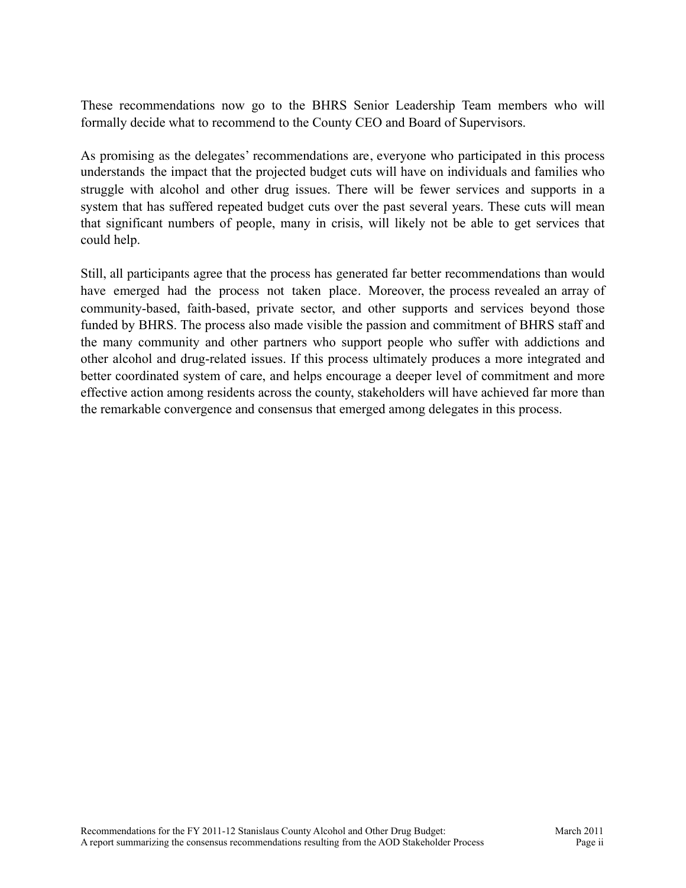These recommendations now go to the BHRS Senior Leadership Team members who will formally decide what to recommend to the County CEO and Board of Supervisors.

As promising as the delegates' recommendations are, everyone who participated in this process understands the impact that the projected budget cuts will have on individuals and families who struggle with alcohol and other drug issues. There will be fewer services and supports in a system that has suffered repeated budget cuts over the past several years. These cuts will mean that significant numbers of people, many in crisis, will likely not be able to get services that could help.

Still, all participants agree that the process has generated far better recommendations than would have emerged had the process not taken place. Moreover, the process revealed an array of community-based, faith-based, private sector, and other supports and services beyond those funded by BHRS. The process also made visible the passion and commitment of BHRS staff and the many community and other partners who support people who suffer with addictions and other alcohol and drug-related issues. If this process ultimately produces a more integrated and better coordinated system of care, and helps encourage a deeper level of commitment and more effective action among residents across the county, stakeholders will have achieved far more than the remarkable convergence and consensus that emerged among delegates in this process.